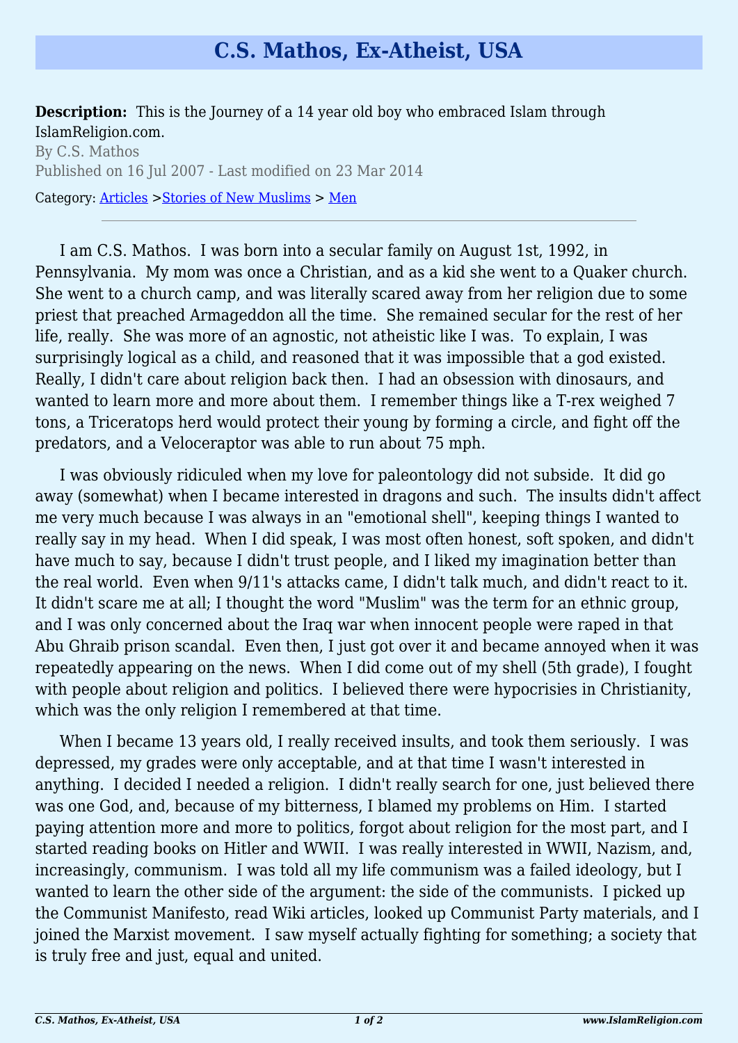# C.S. Mathos, Ex-Atheist, USA

**Description:** This is the Journey of a 14 year old boy who embraced Islam through IslamReligion.com.

By C.S. Mathos

Published on 16 Jul 2007 - Last modified on 23 Mar 2014

Category: Articles >Stories of New Muslims > Men

---

I am C.S. Mathos. I was born into a secular family on August 1st, 1992, in Pennsylvania. My mom was once a Christian, and as a kid she went to a Quaker church. She went to a church camp, and was literally scared away from her religion due to some priest that preached Armageddon all the time. She remained secular for the rest of her life, really. She was more of an agnostic, not atheistic like I was. To explain, I was surprisingly logical as a child, and reasoned that it was impossible that a god existed. Really, I didn't care about religion back then. I had an obsession with dinosaurs, and wanted to learn more and more about them. I remember things like a T-rex weighed 7 tons, a Triceratops herd would protect their young by forming a circle, and fight off the predators, and a Veloceraptor was able to run about 75 mph.

I was obviously ridiculed when my love for paleontology did not subside. It did go away (somewhat) when I became interested in dragons and such. The insults didn't affect me very much because I was always in an "emotional shell", keeping things I wanted to really say in my head. When I did speak, I was most often honest, soft spoken, and didn't have much to say, because I didn't trust people, and I liked my imagination better than the real world. Even when 9/11's attacks came, I didn't talk much, and didn't react to it. It didn't scare me at all; I thought the word "Muslim" was the term for an ethnic group, and I was only concerned about the Iraq war when innocent people were raped in that Abu Ghraib prison scandal. Even then, I just got over it and became annoyed when it was repeatedly appearing on the news. When I did come out of my shell (5th grade), I fought with people about religion and politics. I believed there were hypocrisies in Christianity, which was the only religion I remembered at that time.

When I became 13 years old, I really received insults, and took them seriously. I was depressed, my grades were only acceptable, and at that time I wasn't interested in anything. I decided I needed a religion. I didn't really search for one, just believed there was one God, and, because of my bitterness, I blamed my problems on Him. I started paying attention more and more to politics, forgot about religion for the most part, and I started reading books on Hitler and WWII. I was really interested in WWII, Nazism, and, increasingly, communism. I was told all my life communism was a failed ideology, but I wanted to learn the other side of the argument: the side of the communists. I picked up the Communist Manifesto, read Wiki articles, looked up Communist Party materials, and I joined the Marxist movement. I saw myself actually fighting for something; a society that is truly free and just, equal and united.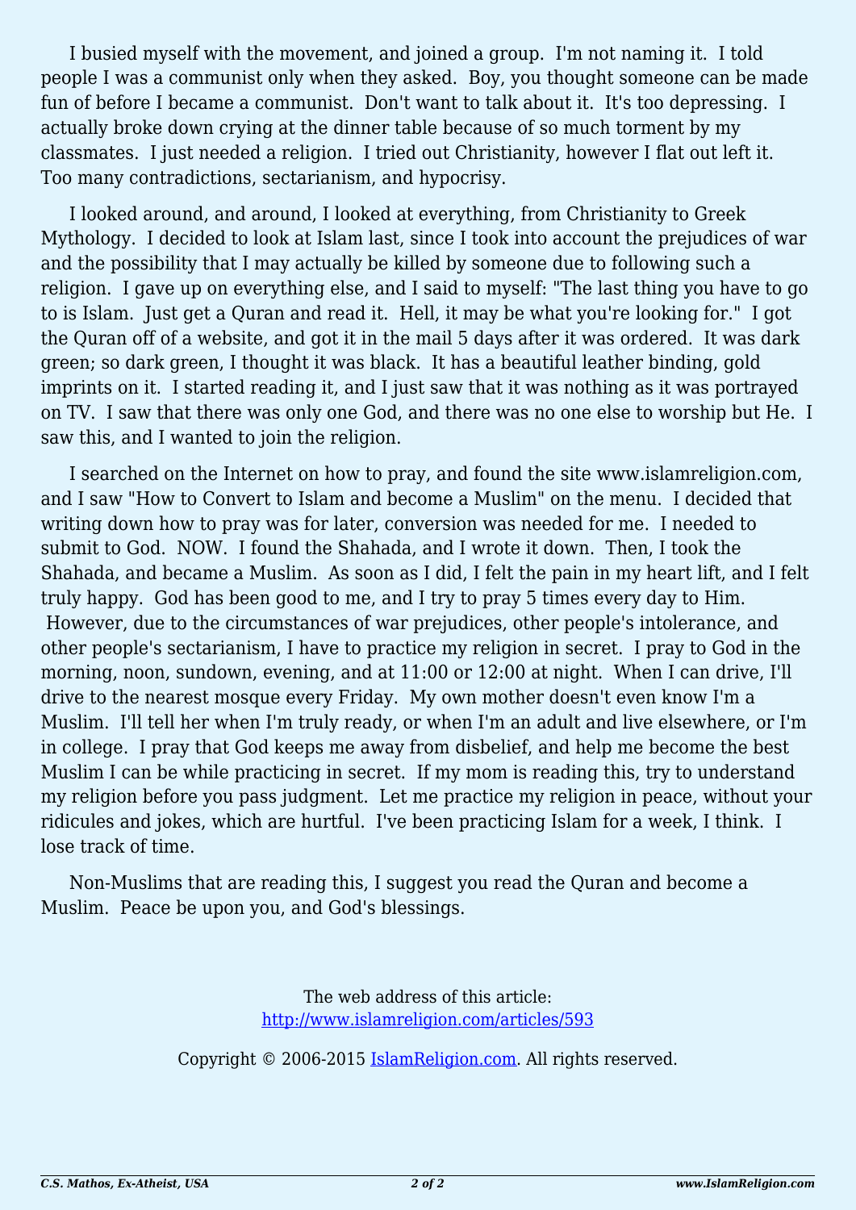I busied myself with the movement, and joined a group. I'm not naming it. I told people I was a communist only when they asked. Boy, you thought someone can be made fun of before I became a communist. Don't want to talk about it. It's too depressing. I actually broke down crying at the dinner table because of so much torment by my classmates. I just needed a religion. I tried out Christianity, however I flat out left it. Too many contradictions, sectarianism, and hypocrisy.

I looked around, and around, I looked at everything, from Christianity to Greek Mythology. I decided to look at Islam last, since I took into account the prejudices of war and the possibility that I may actually be killed by someone due to following such a religion. I gave up on everything else, and I said to myself: "The last thing you have to go to is Islam. Just get a Quran and read it. Hell, it may be what you're looking for." I got the Quran off of a website, and got it in the mail 5 days after it was ordered. It was dark green; so dark green, I thought it was black. It has a beautiful leather binding, gold imprints on it. I started reading it, and I just saw that it was nothing as it was portrayed on TV. I saw that there was only one God, and there was no one else to worship but He. I saw this, and I wanted to join the religion.

I searched on the Internet on how to pray, and found the site www.islamreligion.com, and I saw "How to Convert to Islam and become a Muslim" on the menu. I decided that writing down how to pray was for later, conversion was needed for me. I needed to submit to God. NOW. I found the Shahada, and I wrote it down. Then, I took the Shahada, and became a Muslim. As soon as I did, I felt the pain in my heart lift, and I felt truly happy. God has been good to me, and I try to pray 5 times every day to Him. However, due to the circumstances of war prejudices, other people's intolerance, and other people's sectarianism, I have to practice my religion in secret. I pray to God in the morning, noon, sundown, evening, and at 11:00 or 12:00 at night. When I can drive, I'll drive to the nearest mosque every Friday. My own mother doesn't even know I'm a Muslim. I'll tell her when I'm truly ready, or when I'm an adult and live elsewhere, or I'm in college. I pray that God keeps me away from disbelief, and help me become the best Muslim I can be while practicing in secret. If my mom is reading this, try to understand my religion before you pass judgment. Let me practice my religion in peace, without your ridicules and jokes, which are hurtful. I've been practicing Islam for a week, I think. I lose track of time.

Non-Muslims that are reading this, I suggest you read the Quran and become a Muslim. Peace be upon you, and God's blessings.

The web address of this article:
http://www.islamreligion.com/articles/593

Copyright © 2006-2015 IslamReligion.com. All rights reserved.